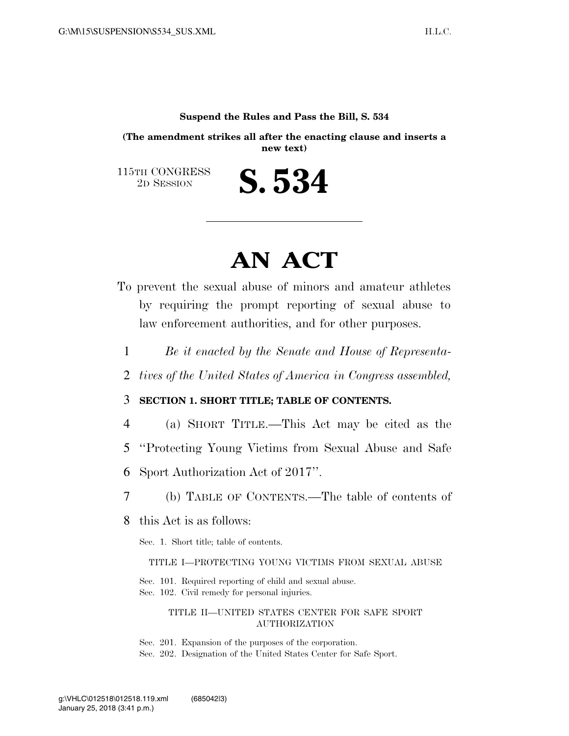**Suspend the Rules and Pass the Bill, S. 534**

**(The amendment strikes all after the enacting clause and inserts a new text)**

115TH CONGRESS
2D SESSION

# S. 534

# AN ACT

To prevent the sexual abuse of minors and amateur athletes by requiring the prompt reporting of sexual abuse to law enforcement authorities, and for other purposes.

1 *Be it enacted by the Senate and House of Representa-*
2 *tives of the United States of America in Congress assembled,*

3 **SECTION 1. SHORT TITLE; TABLE OF CONTENTS.**

4 (a) SHORT TITLE.—This Act may be cited as the
5 ''Protecting Young Victims from Sexual Abuse and Safe
6 Sport Authorization Act of 2017''.

7 (b) TABLE OF CONTENTS.—The table of contents of
8 this Act is as follows:

Sec. 1. Short title; table of contents.

TITLE I—PROTECTING YOUNG VICTIMS FROM SEXUAL ABUSE

Sec. 101. Required reporting of child and sexual abuse.
Sec. 102. Civil remedy for personal injuries.

TITLE II—UNITED STATES CENTER FOR SAFE SPORT AUTHORIZATION

Sec. 201. Expansion of the purposes of the corporation.
Sec. 202. Designation of the United States Center for Safe Sport.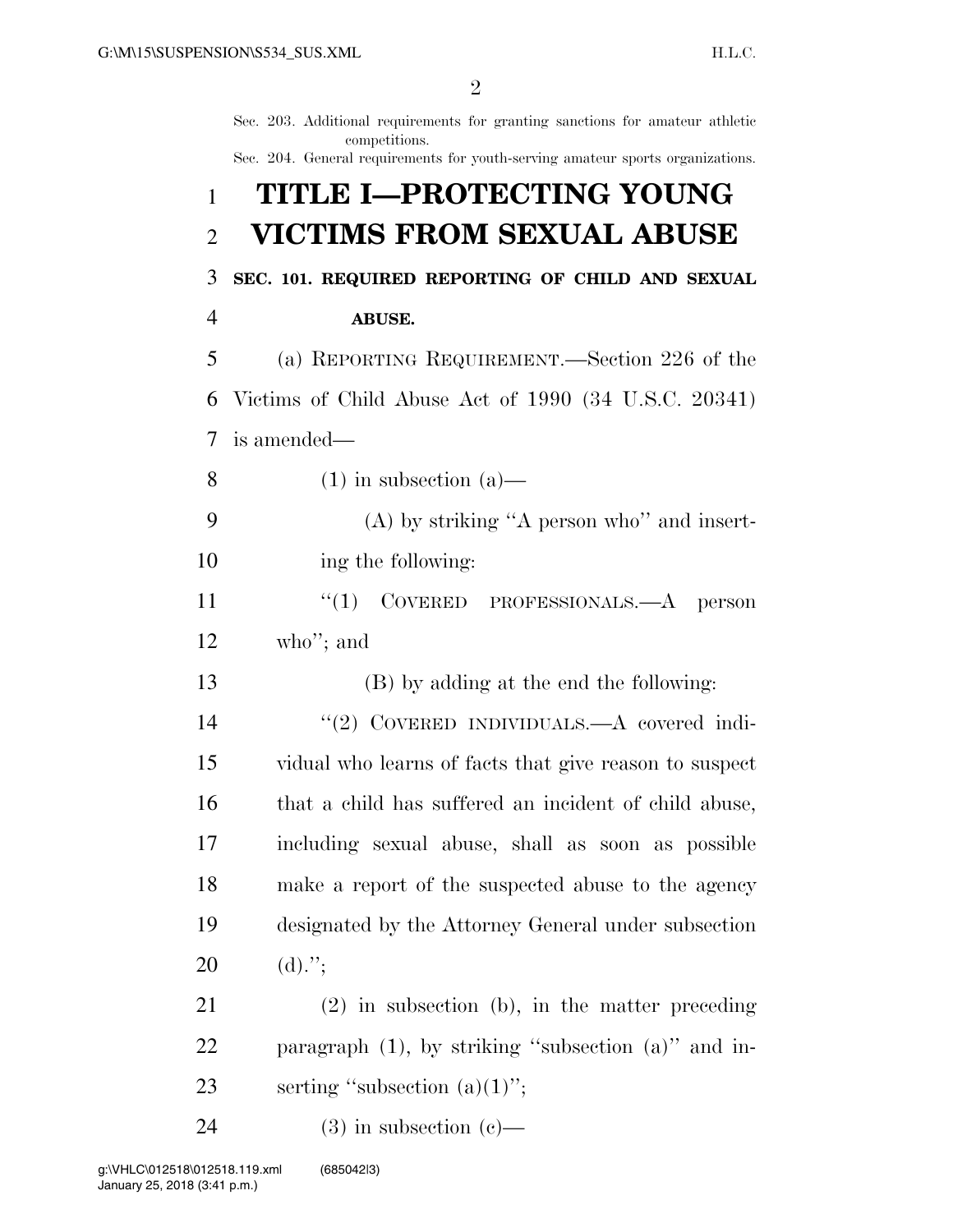Sec. 203. Additional requirements for granting sanctions for amateur athletic competitions.

Sec. 204. General requirements for youth-serving amateur sports organizations.

# TITLE I—PROTECTING YOUNG VICTIMS FROM SEXUAL ABUSE

**SEC. 101. REQUIRED REPORTING OF CHILD AND SEXUAL ABUSE.**

(a) REPORTING REQUIREMENT.—Section 226 of the Victims of Child Abuse Act of 1990 (34 U.S.C. 20341) is amended—

(1) in subsection (a)—

(A) by striking "A person who" and inserting the following:

"(1) COVERED PROFESSIONALS.—A person who"; and

(B) by adding at the end the following:

"(2) COVERED INDIVIDUALS.—A covered individual who learns of facts that give reason to suspect that a child has suffered an incident of child abuse, including sexual abuse, shall as soon as possible make a report of the suspected abuse to the agency designated by the Attorney General under subsection (d).";

(2) in subsection (b), in the matter preceding paragraph (1), by striking "subsection (a)" and inserting "subsection (a)(1)";

(3) in subsection (c)—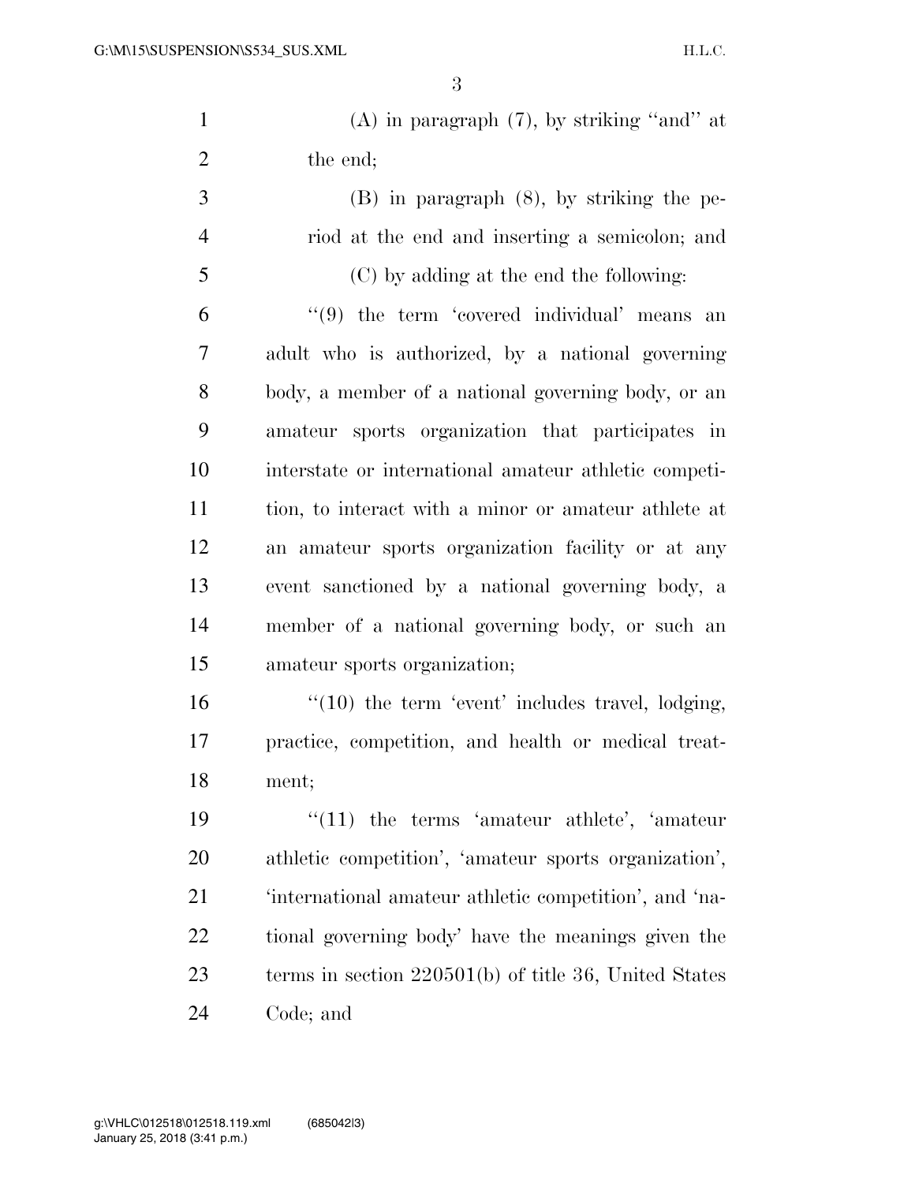(A) in paragraph (7), by striking ''and'' at the end;

(B) in paragraph (8), by striking the period at the end and inserting a semicolon; and

(C) by adding at the end the following:

''(9) the term 'covered individual' means an adult who is authorized, by a national governing body, a member of a national governing body, or an amateur sports organization that participates in interstate or international amateur athletic competition, to interact with a minor or amateur athlete at an amateur sports organization facility or at any event sanctioned by a national governing body, a member of a national governing body, or such an amateur sports organization;

''(10) the term 'event' includes travel, lodging, practice, competition, and health or medical treatment;

''(11) the terms 'amateur athlete', 'amateur athletic competition', 'amateur sports organization', 'international amateur athletic competition', and 'national governing body' have the meanings given the terms in section 220501(b) of title 36, United States Code; and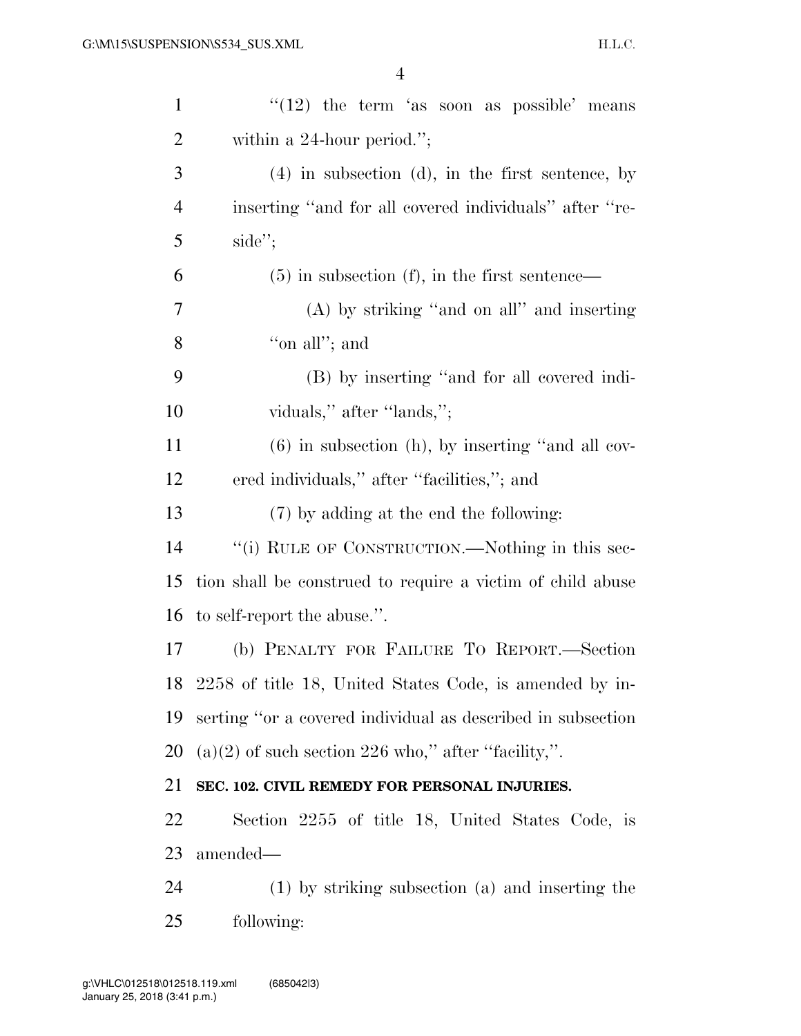"(12) the term 'as soon as possible' means within a 24-hour period.";

(4) in subsection (d), in the first sentence, by inserting "and for all covered individuals" after "reside";

(5) in subsection (f), in the first sentence—

(A) by striking "and on all" and inserting "on all"; and

(B) by inserting "and for all covered individuals," after "lands,";

(6) in subsection (h), by inserting "and all covered individuals," after "facilities,"; and

(7) by adding at the end the following:

"(i) RULE OF CONSTRUCTION.—Nothing in this section shall be construed to require a victim of child abuse to self-report the abuse.".

(b) PENALTY FOR FAILURE TO REPORT.—Section 2258 of title 18, United States Code, is amended by inserting "or a covered individual as described in subsection (a)(2) of such section 226 who," after "facility,".

**SEC. 102. CIVIL REMEDY FOR PERSONAL INJURIES.**

Section 2255 of title 18, United States Code, is amended—

(1) by striking subsection (a) and inserting the following: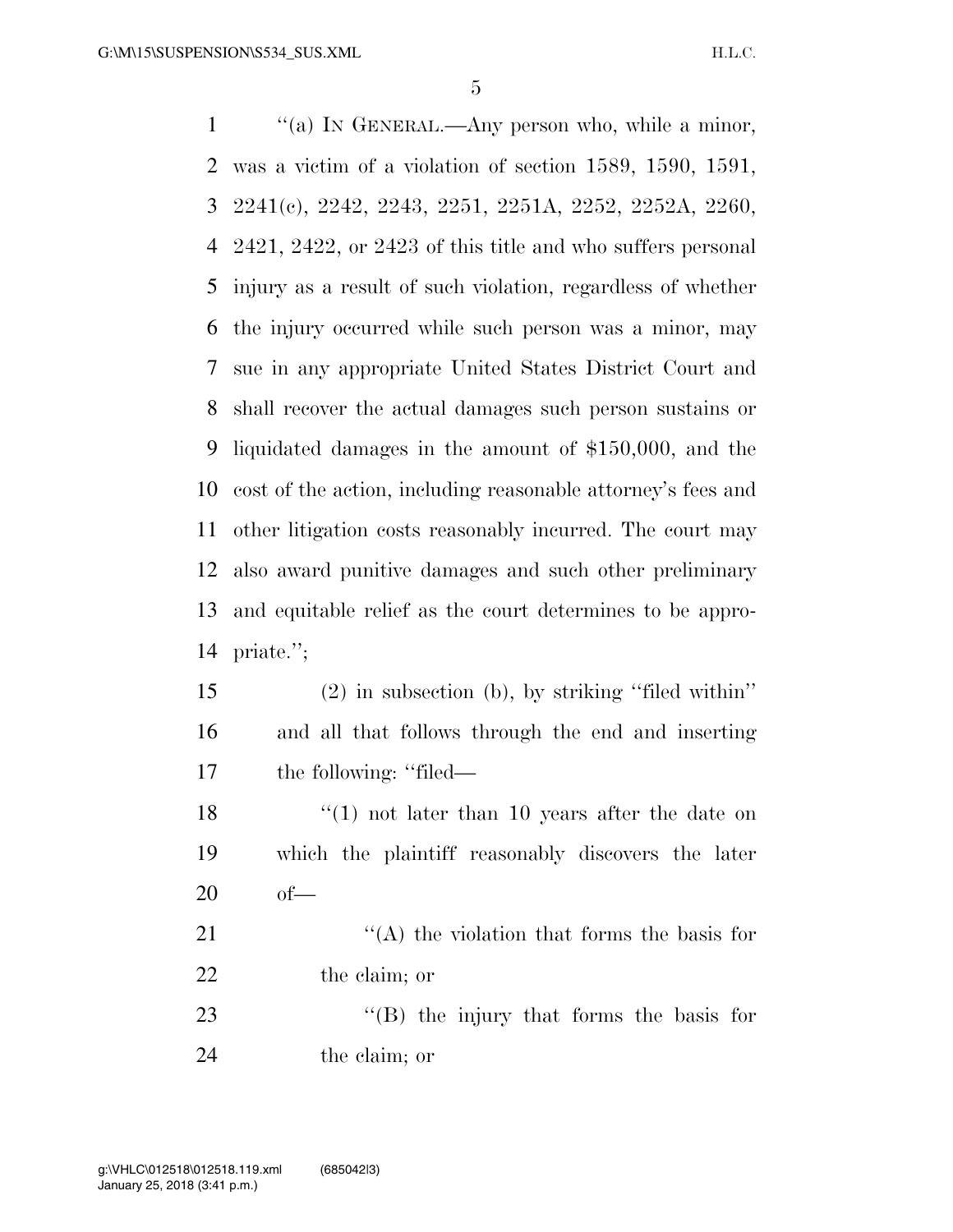"(a) IN GENERAL.—Any person who, while a minor, was a victim of a violation of section 1589, 1590, 1591, 2241(c), 2242, 2243, 2251, 2251A, 2252, 2252A, 2260, 2421, 2422, or 2423 of this title and who suffers personal injury as a result of such violation, regardless of whether the injury occurred while such person was a minor, may sue in any appropriate United States District Court and shall recover the actual damages such person sustains or liquidated damages in the amount of $150,000, and the cost of the action, including reasonable attorney's fees and other litigation costs reasonably incurred. The court may also award punitive damages and such other preliminary and equitable relief as the court determines to be appropriate.";

(2) in subsection (b), by striking "filed within" and all that follows through the end and inserting the following: "filed—

"(1) not later than 10 years after the date on which the plaintiff reasonably discovers the later of—

"(A) the violation that forms the basis for the claim; or

"(B) the injury that forms the basis for the claim; or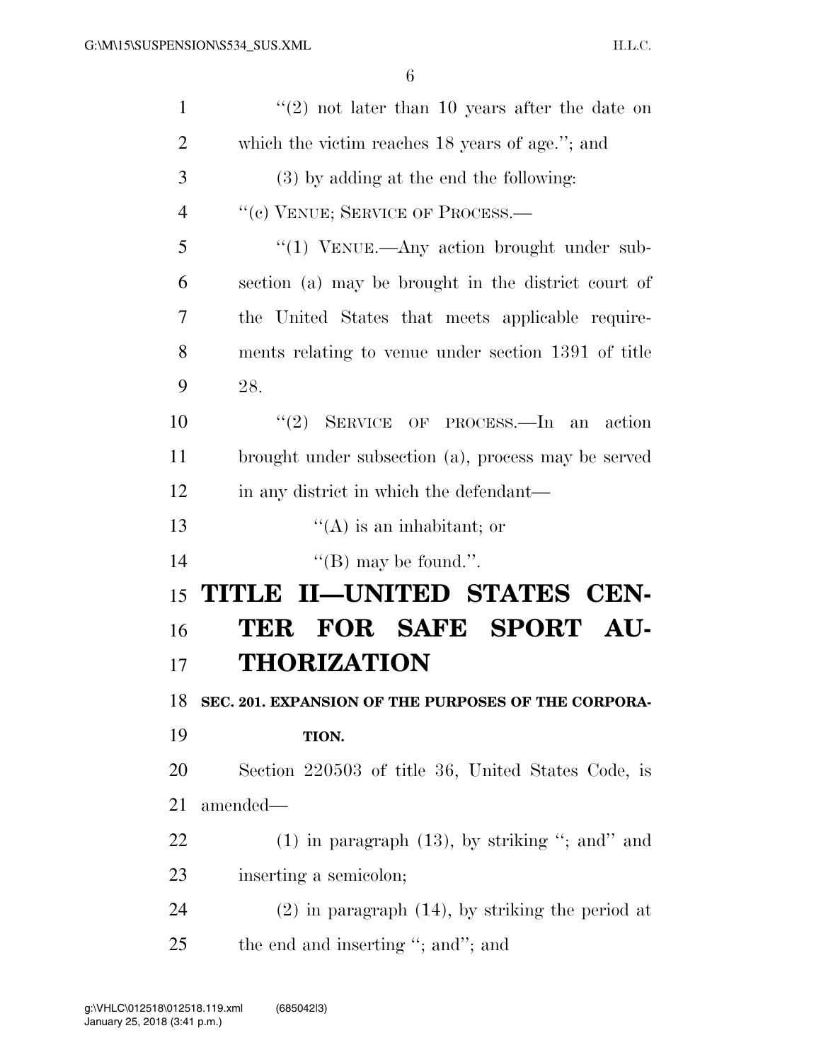''(2) not later than 10 years after the date on which the victim reaches 18 years of age.''; and

(3) by adding at the end the following:

''(c) VENUE; SERVICE OF PROCESS.—

''(1) VENUE.—Any action brought under subsection (a) may be brought in the district court of the United States that meets applicable requirements relating to venue under section 1391 of title 28.

''(2) SERVICE OF PROCESS.—In an action brought under subsection (a), process may be served in any district in which the defendant—

''(A) is an inhabitant; or

''(B) may be found.''.

# TITLE II—UNITED STATES CENTER FOR SAFE SPORT AUTHORIZATION

### SEC. 201. EXPANSION OF THE PURPOSES OF THE CORPORATION.

Section 220503 of title 36, United States Code, is amended—

(1) in paragraph (13), by striking ''; and'' and inserting a semicolon;

(2) in paragraph (14), by striking the period at the end and inserting ''; and''; and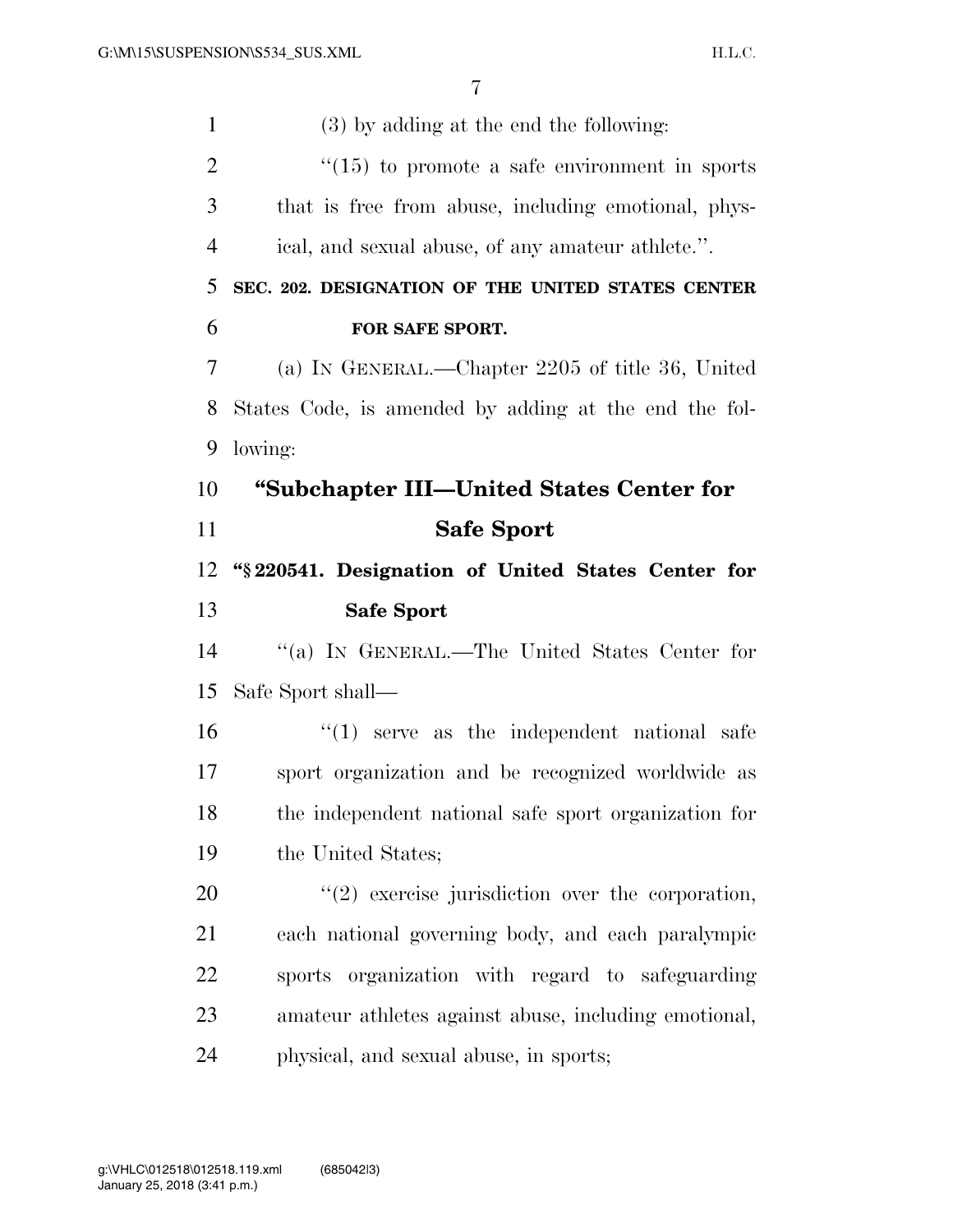(3) by adding at the end the following:

''(15) to promote a safe environment in sports that is free from abuse, including emotional, physical, and sexual abuse, of any amateur athlete.''.

**SEC. 202. DESIGNATION OF THE UNITED STATES CENTER FOR SAFE SPORT.**

(a) IN GENERAL.—Chapter 2205 of title 36, United States Code, is amended by adding at the end the following:

## ''Subchapter III—United States Center for Safe Sport

### ''§ 220541. Designation of United States Center for Safe Sport

''(a) IN GENERAL.—The United States Center for Safe Sport shall—

''(1) serve as the independent national safe sport organization and be recognized worldwide as the independent national safe sport organization for the United States;

''(2) exercise jurisdiction over the corporation, each national governing body, and each paralympic sports organization with regard to safeguarding amateur athletes against abuse, including emotional, physical, and sexual abuse, in sports;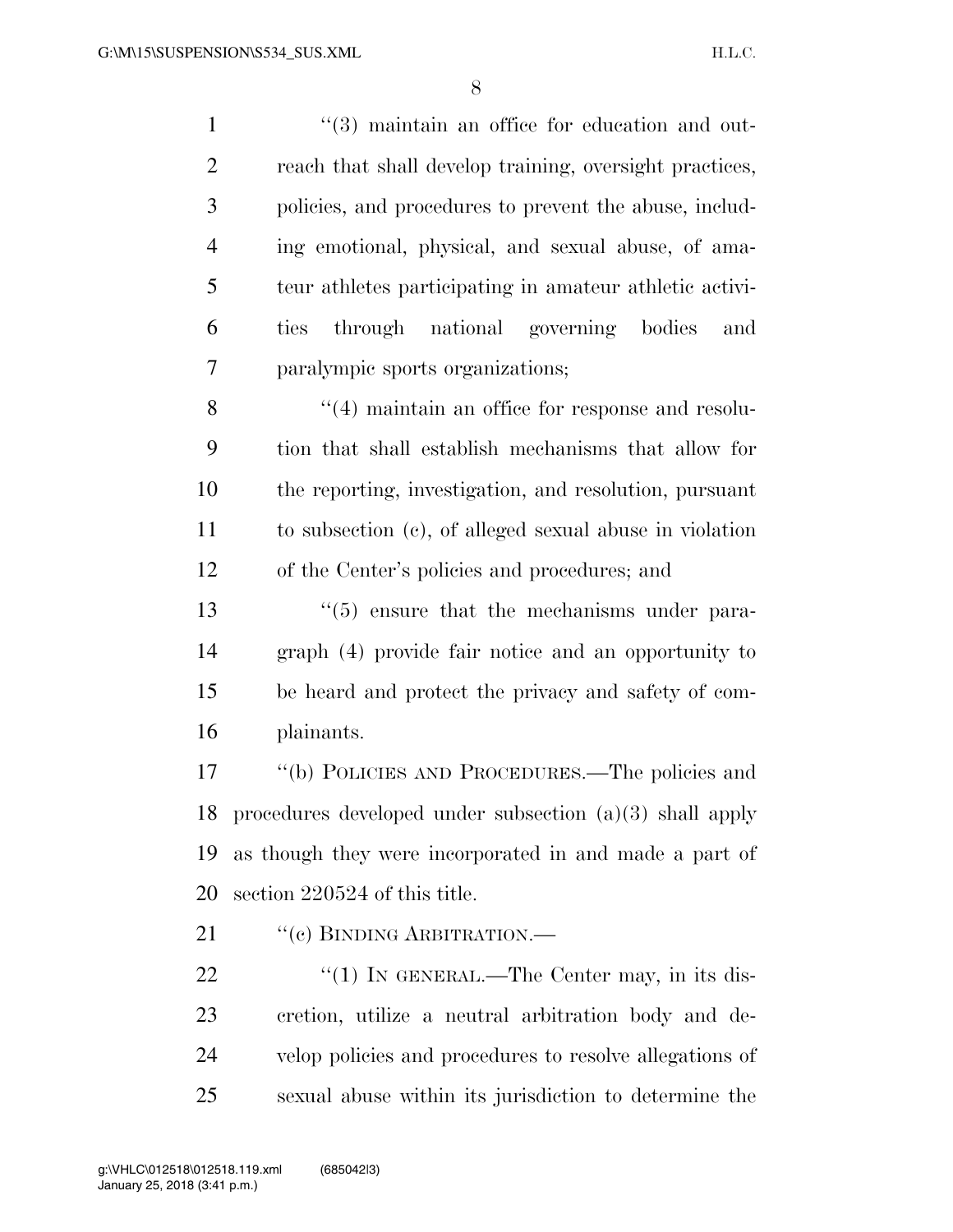"(3) maintain an office for education and outreach that shall develop training, oversight practices, policies, and procedures to prevent the abuse, including emotional, physical, and sexual abuse, of amateur athletes participating in amateur athletic activities through national governing bodies and paralympic sports organizations;

"(4) maintain an office for response and resolution that shall establish mechanisms that allow for the reporting, investigation, and resolution, pursuant to subsection (c), of alleged sexual abuse in violation of the Center's policies and procedures; and

"(5) ensure that the mechanisms under paragraph (4) provide fair notice and an opportunity to be heard and protect the privacy and safety of complainants.

"(b) POLICIES AND PROCEDURES.—The policies and procedures developed under subsection (a)(3) shall apply as though they were incorporated in and made a part of section 220524 of this title.

"(c) BINDING ARBITRATION.—

"(1) IN GENERAL.—The Center may, in its discretion, utilize a neutral arbitration body and develop policies and procedures to resolve allegations of sexual abuse within its jurisdiction to determine the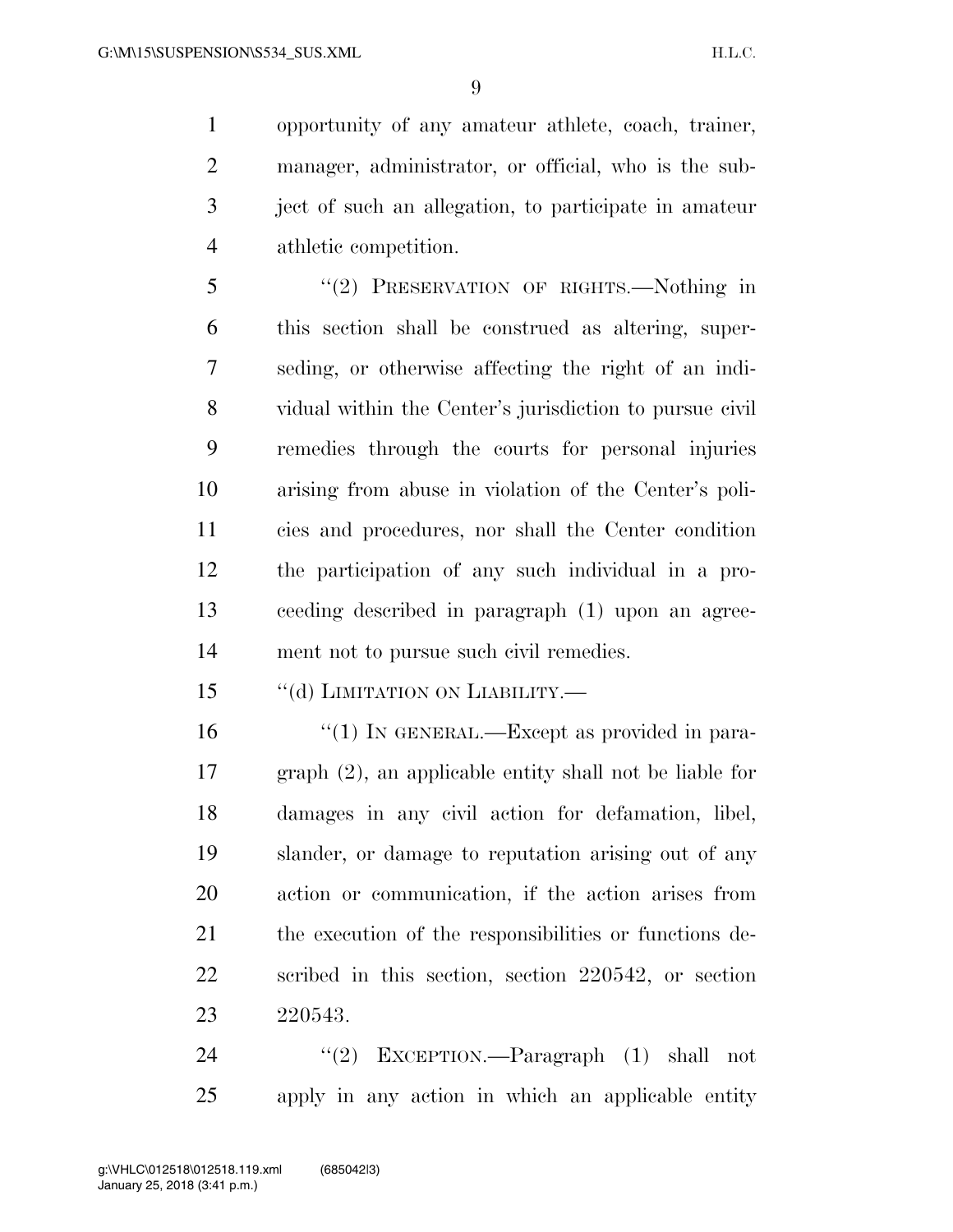opportunity of any amateur athlete, coach, trainer, manager, administrator, or official, who is the subject of such an allegation, to participate in amateur athletic competition.

"(2) PRESERVATION OF RIGHTS.—Nothing in this section shall be construed as altering, superseding, or otherwise affecting the right of an individual within the Center's jurisdiction to pursue civil remedies through the courts for personal injuries arising from abuse in violation of the Center's policies and procedures, nor shall the Center condition the participation of any such individual in a proceeding described in paragraph (1) upon an agreement not to pursue such civil remedies.

"(d) LIMITATION ON LIABILITY.—

"(1) IN GENERAL.—Except as provided in paragraph (2), an applicable entity shall not be liable for damages in any civil action for defamation, libel, slander, or damage to reputation arising out of any action or communication, if the action arises from the execution of the responsibilities or functions described in this section, section 220542, or section 220543.

"(2) EXCEPTION.—Paragraph (1) shall not apply in any action in which an applicable entity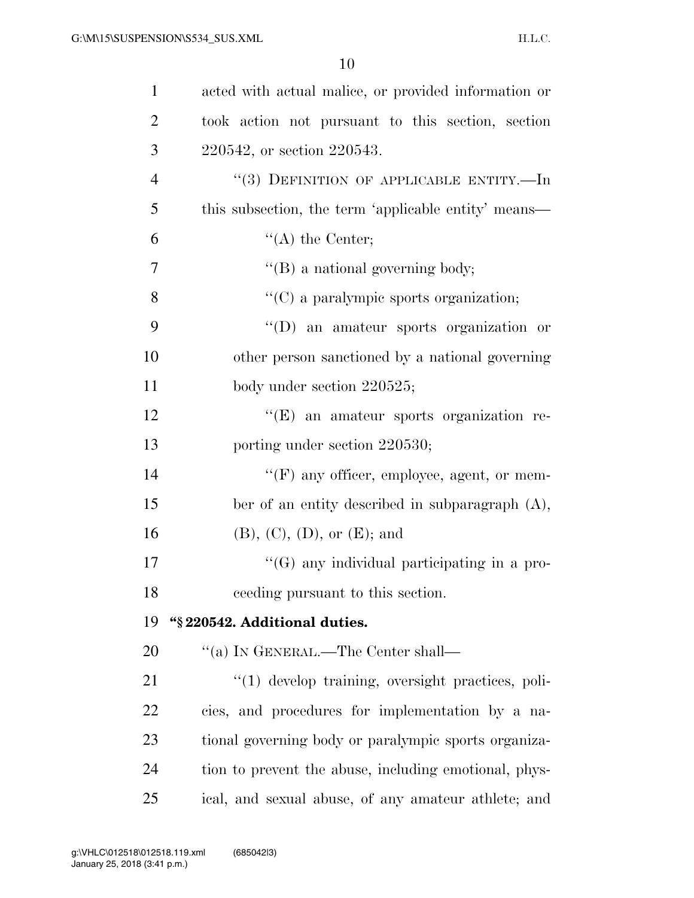acted with actual malice, or provided information or took action not pursuant to this section, section 220542, or section 220543.

"(3) DEFINITION OF APPLICABLE ENTITY.—In this subsection, the term 'applicable entity' means—

"(A) the Center;

"(B) a national governing body;

"(C) a paralympic sports organization;

"(D) an amateur sports organization or other person sanctioned by a national governing body under section 220525;

"(E) an amateur sports organization reporting under section 220530;

"(F) any officer, employee, agent, or member of an entity described in subparagraph (A), (B), (C), (D), or (E); and

"(G) any individual participating in a proceeding pursuant to this section.

**"§ 220542. Additional duties.**

"(a) IN GENERAL.—The Center shall—

"(1) develop training, oversight practices, policies, and procedures for implementation by a national governing body or paralympic sports organization to prevent the abuse, including emotional, physical, and sexual abuse, of any amateur athlete; and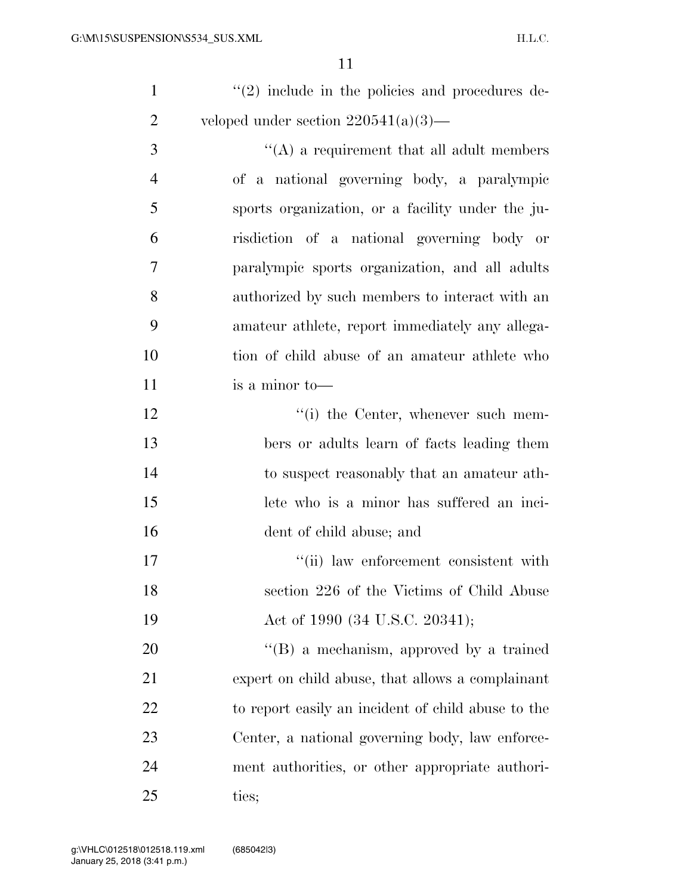"(2) include in the policies and procedures developed under section 220541(a)(3)—

"(A) a requirement that all adult members of a national governing body, a paralympic sports organization, or a facility under the jurisdiction of a national governing body or paralympic sports organization, and all adults authorized by such members to interact with an amateur athlete, report immediately any allegation of child abuse of an amateur athlete who is a minor to—

"(i) the Center, whenever such members or adults learn of facts leading them to suspect reasonably that an amateur athlete who is a minor has suffered an incident of child abuse; and

"(ii) law enforcement consistent with section 226 of the Victims of Child Abuse Act of 1990 (34 U.S.C. 20341);

"(B) a mechanism, approved by a trained expert on child abuse, that allows a complainant to report easily an incident of child abuse to the Center, a national governing body, law enforcement authorities, or other appropriate authorities;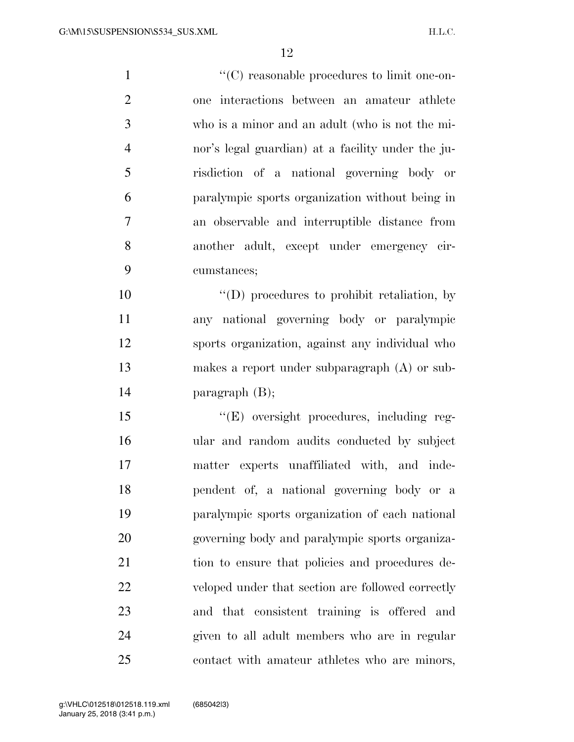''(C) reasonable procedures to limit one-on-one interactions between an amateur athlete who is a minor and an adult (who is not the minor's legal guardian) at a facility under the jurisdiction of a national governing body or paralympic sports organization without being in an observable and interruptible distance from another adult, except under emergency circumstances;

''(D) procedures to prohibit retaliation, by any national governing body or paralympic sports organization, against any individual who makes a report under subparagraph (A) or subparagraph (B);

''(E) oversight procedures, including regular and random audits conducted by subject matter experts unaffiliated with, and independent of, a national governing body or a paralympic sports organization of each national governing body and paralympic sports organization to ensure that policies and procedures developed under that section are followed correctly and that consistent training is offered and given to all adult members who are in regular contact with amateur athletes who are minors,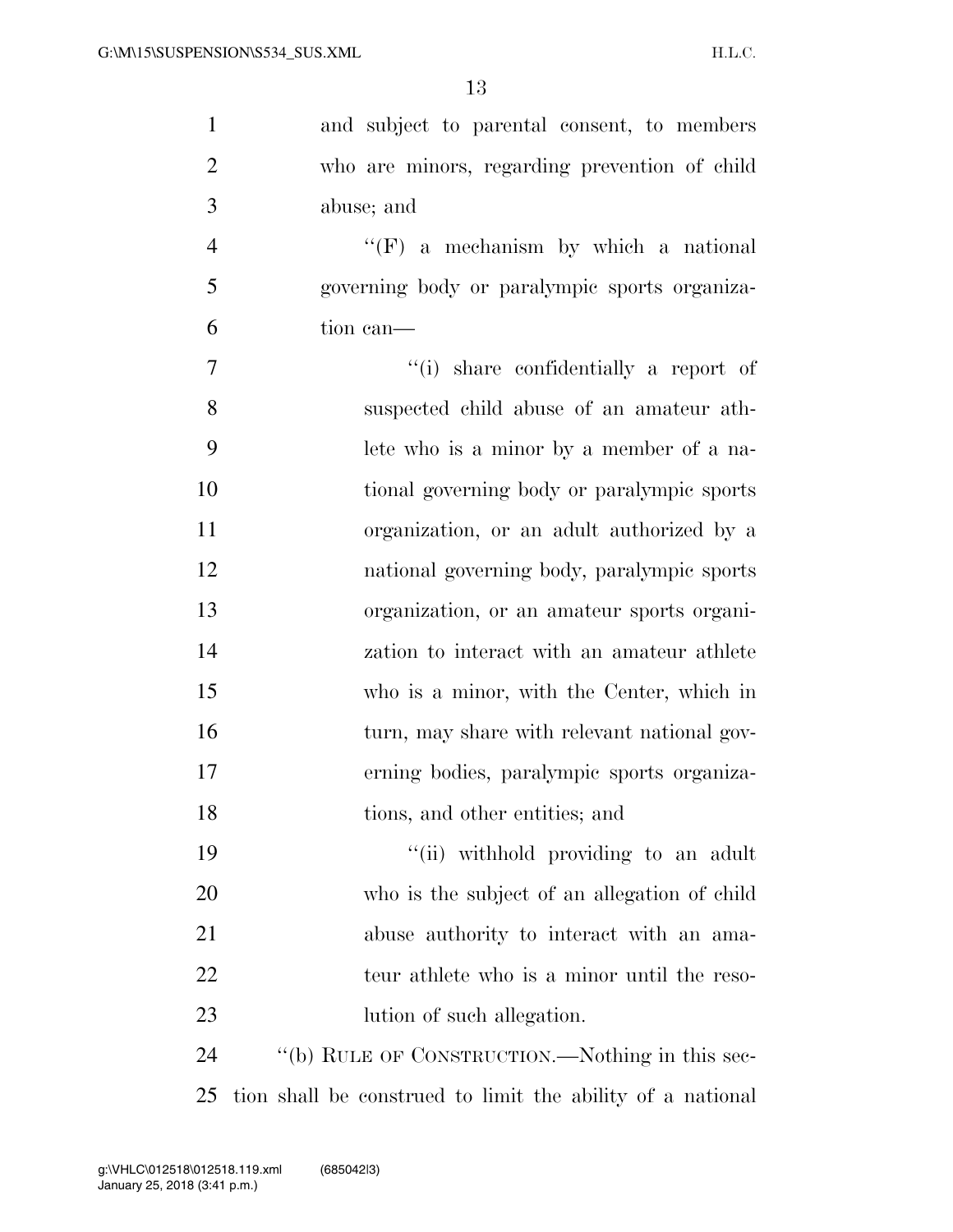and subject to parental consent, to members who are minors, regarding prevention of child abuse; and

''(F) a mechanism by which a national governing body or paralympic sports organization can—

''(i) share confidentially a report of suspected child abuse of an amateur athlete who is a minor by a member of a national governing body or paralympic sports organization, or an adult authorized by a national governing body, paralympic sports organization, or an amateur sports organization to interact with an amateur athlete who is a minor, with the Center, which in turn, may share with relevant national governing bodies, paralympic sports organizations, and other entities; and

''(ii) withhold providing to an adult who is the subject of an allegation of child abuse authority to interact with an amateur athlete who is a minor until the resolution of such allegation.

''(b) RULE OF CONSTRUCTION.—Nothing in this section shall be construed to limit the ability of a national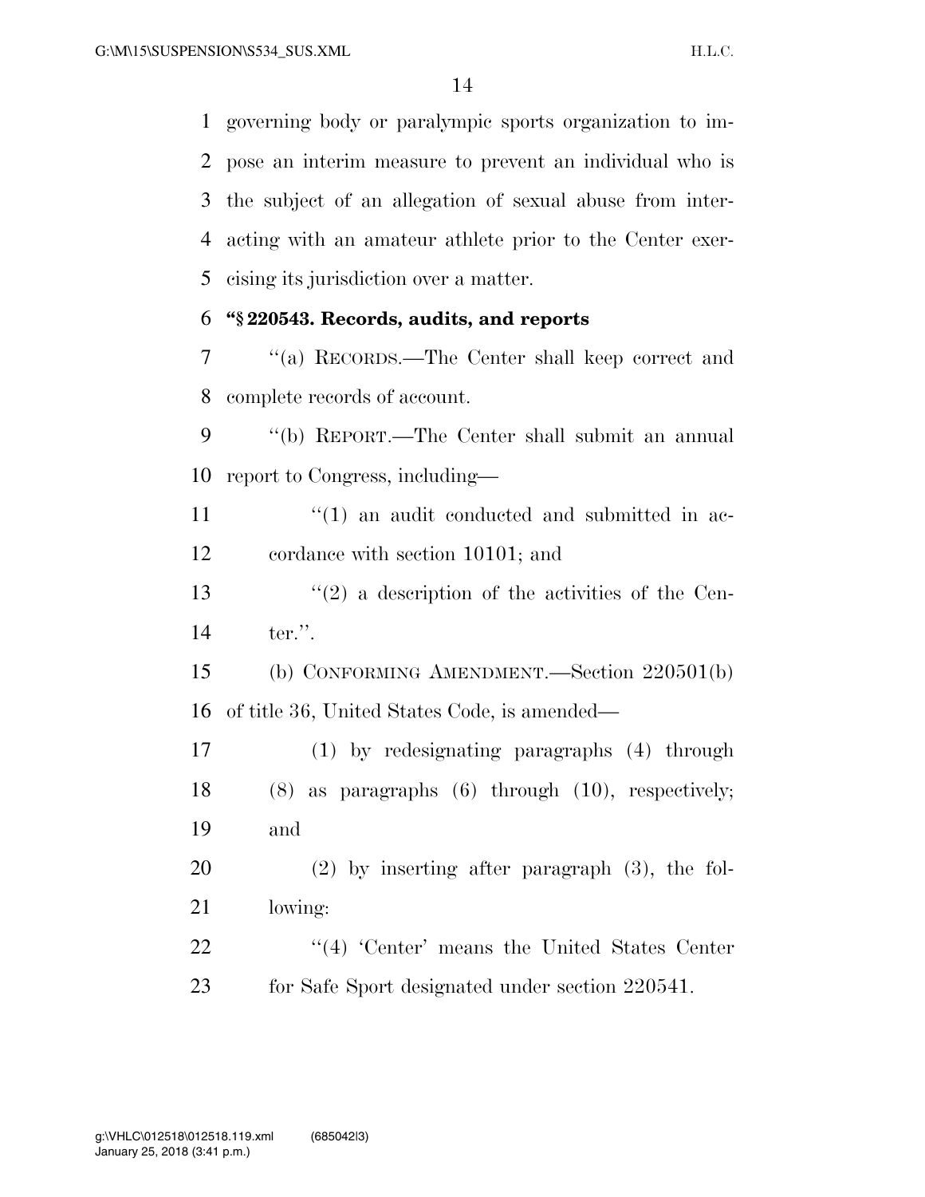governing body or paralympic sports organization to impose an interim measure to prevent an individual who is the subject of an allegation of sexual abuse from interacting with an amateur athlete prior to the Center exercising its jurisdiction over a matter.

**"§ 220543. Records, audits, and reports**

"(a) RECORDS.—The Center shall keep correct and complete records of account.

"(b) REPORT.—The Center shall submit an annual report to Congress, including—

"(1) an audit conducted and submitted in accordance with section 10101; and

"(2) a description of the activities of the Center.".

(b) CONFORMING AMENDMENT.—Section 220501(b) of title 36, United States Code, is amended—

(1) by redesignating paragraphs (4) through (8) as paragraphs (6) through (10), respectively; and

(2) by inserting after paragraph (3), the following:

"(4) 'Center' means the United States Center for Safe Sport designated under section 220541.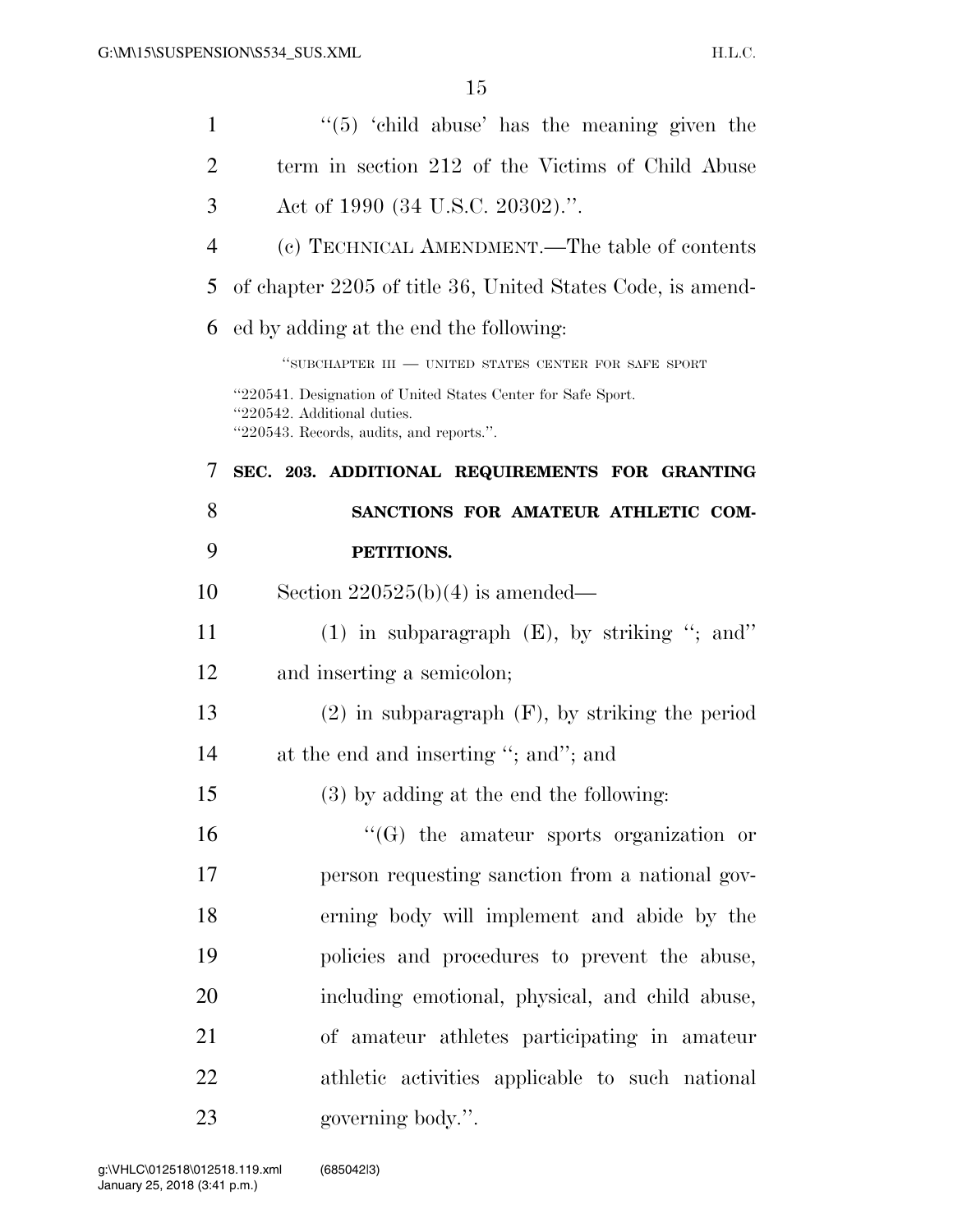''(5) 'child abuse' has the meaning given the term in section 212 of the Victims of Child Abuse Act of 1990 (34 U.S.C. 20302).''.

(c) TECHNICAL AMENDMENT.—The table of contents of chapter 2205 of title 36, United States Code, is amended by adding at the end the following:

''SUBCHAPTER III — UNITED STATES CENTER FOR SAFE SPORT

''220541. Designation of United States Center for Safe Sport.
''220542. Additional duties.
''220543. Records, audits, and reports.''.

**SEC. 203. ADDITIONAL REQUIREMENTS FOR GRANTING SANCTIONS FOR AMATEUR ATHLETIC COMPETITIONS.**

Section 220525(b)(4) is amended—

(1) in subparagraph (E), by striking ''; and'' and inserting a semicolon;

(2) in subparagraph (F), by striking the period at the end and inserting ''; and''; and

(3) by adding at the end the following:

''(G) the amateur sports organization or person requesting sanction from a national governing body will implement and abide by the policies and procedures to prevent the abuse, including emotional, physical, and child abuse, of amateur athletes participating in amateur athletic activities applicable to such national governing body.''.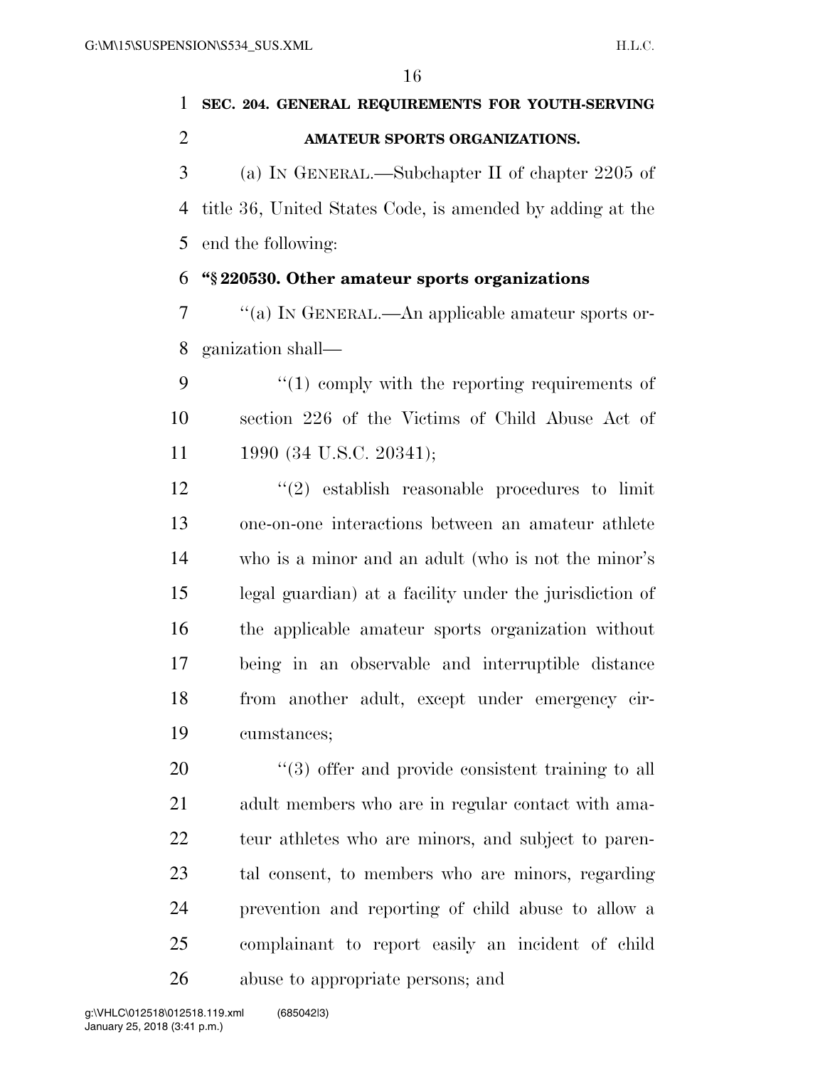**SEC. 204. GENERAL REQUIREMENTS FOR YOUTH-SERVING AMATEUR SPORTS ORGANIZATIONS.**

(a) IN GENERAL.—Subchapter II of chapter 2205 of title 36, United States Code, is amended by adding at the end the following:

**"§ 220530. Other amateur sports organizations**

"(a) IN GENERAL.—An applicable amateur sports organization shall—

"(1) comply with the reporting requirements of section 226 of the Victims of Child Abuse Act of 1990 (34 U.S.C. 20341);

"(2) establish reasonable procedures to limit one-on-one interactions between an amateur athlete who is a minor and an adult (who is not the minor's legal guardian) at a facility under the jurisdiction of the applicable amateur sports organization without being in an observable and interruptible distance from another adult, except under emergency circumstances;

"(3) offer and provide consistent training to all adult members who are in regular contact with amateur athletes who are minors, and subject to parental consent, to members who are minors, regarding prevention and reporting of child abuse to allow a complainant to report easily an incident of child abuse to appropriate persons; and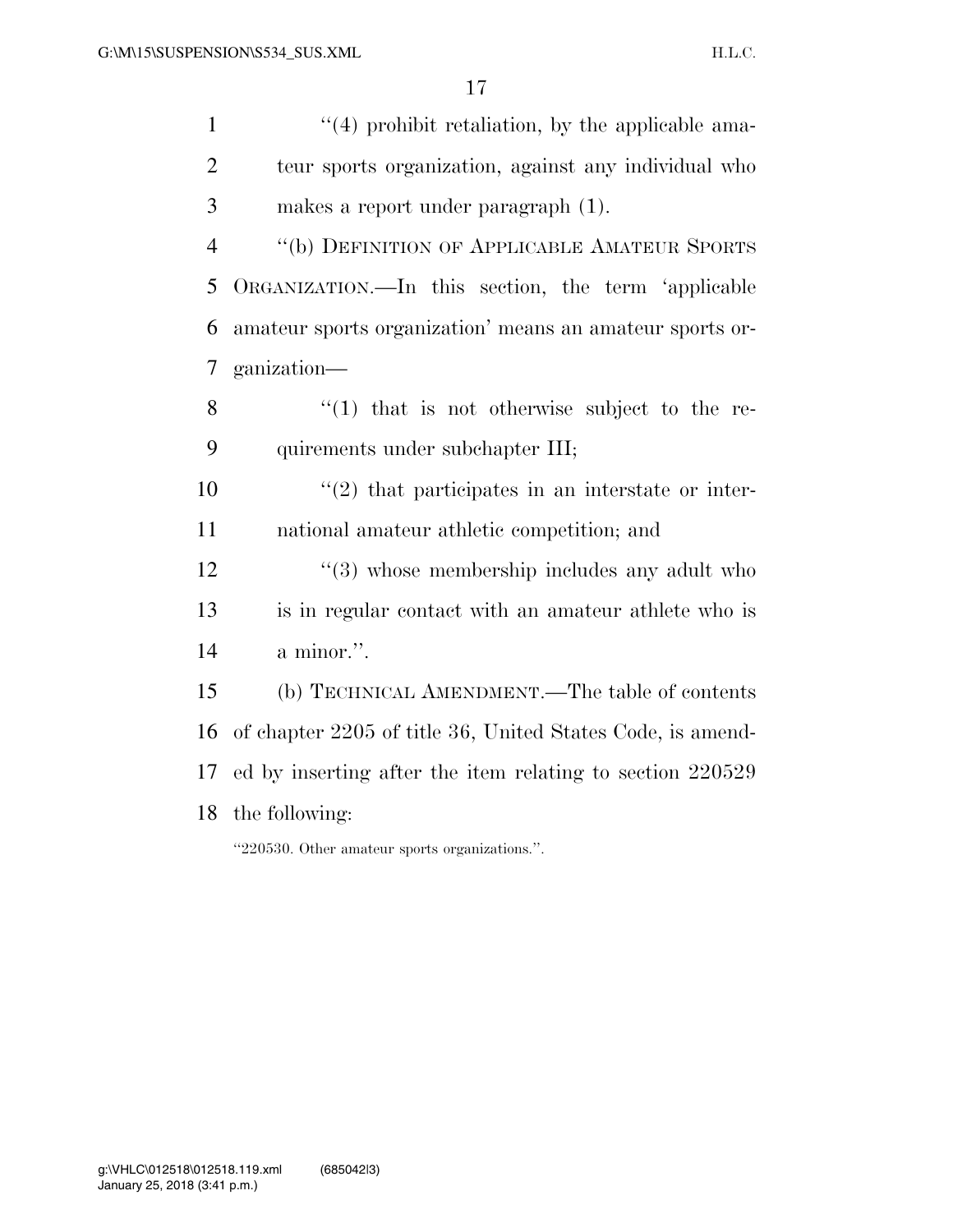''(4) prohibit retaliation, by the applicable amateur sports organization, against any individual who makes a report under paragraph (1).

''(b) DEFINITION OF APPLICABLE AMATEUR SPORTS ORGANIZATION.—In this section, the term 'applicable amateur sports organization' means an amateur sports organization—

''(1) that is not otherwise subject to the requirements under subchapter III;

''(2) that participates in an interstate or international amateur athletic competition; and

''(3) whose membership includes any adult who is in regular contact with an amateur athlete who is a minor.''.

(b) TECHNICAL AMENDMENT.—The table of contents of chapter 2205 of title 36, United States Code, is amended by inserting after the item relating to section 220529 the following:

''220530. Other amateur sports organizations.''.